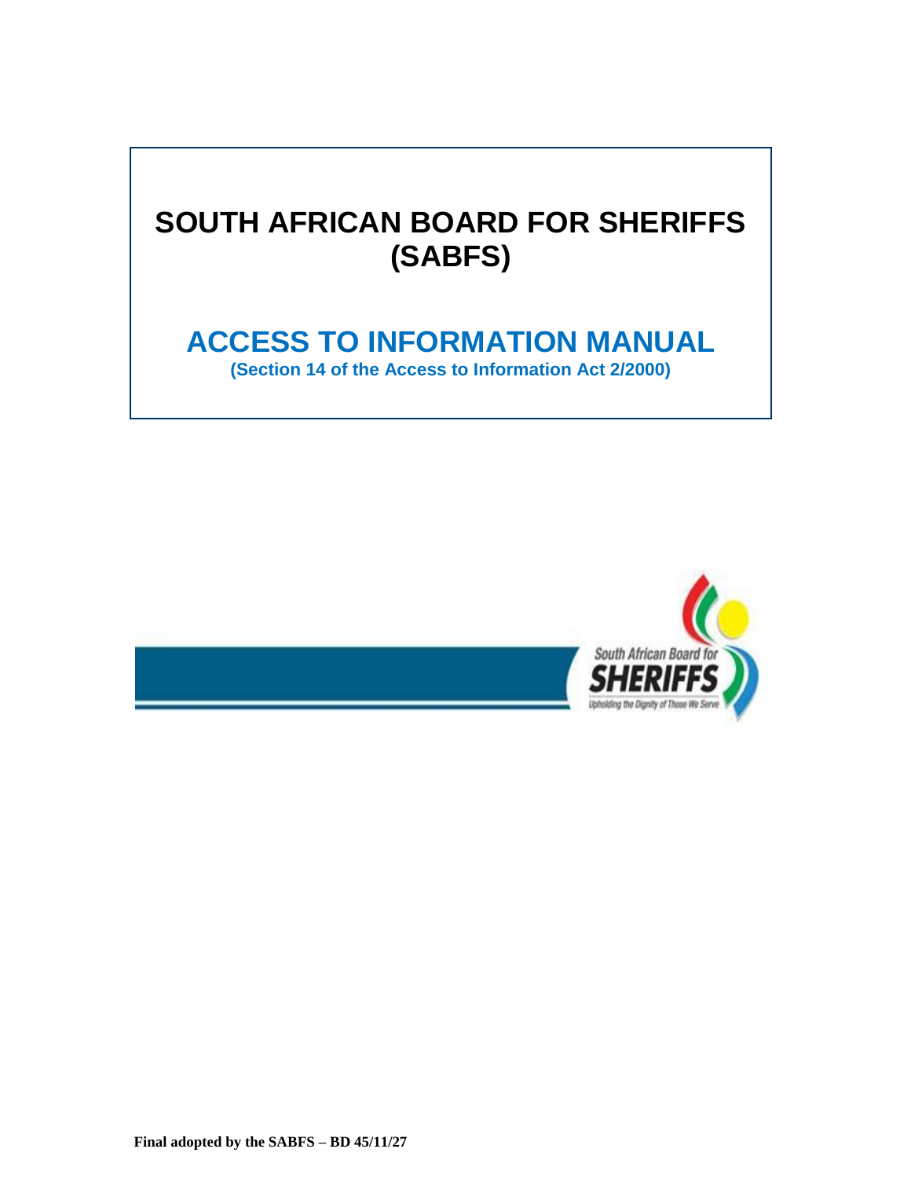# SOUTH AFRICAN BOARD FOR SHERIFFS (SABFS)

## ACCESS TO INFORMATION MANUAL

**(Section 14 of the Access to Information Act 2/2000)**

**Final adopted by the SABFS – BD 45/11/27**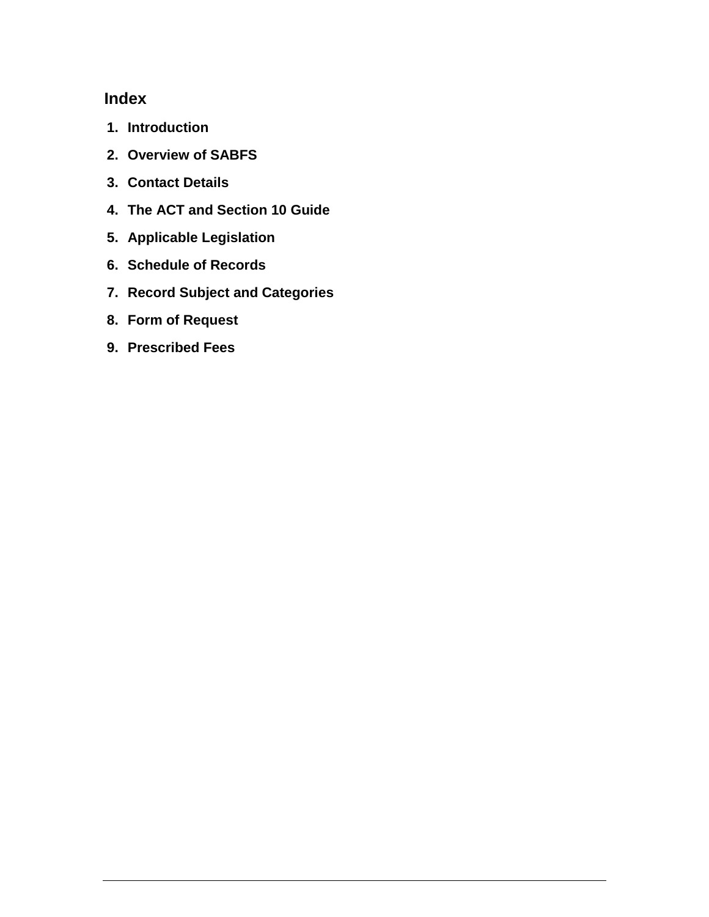## Index

1. **Introduction**
2. **Overview of SABFS**
3. **Contact Details**
4. **The ACT and Section 10 Guide**
5. **Applicable Legislation**
6. **Schedule of Records**
7. **Record Subject and Categories**
8. **Form of Request**
9. **Prescribed Fees**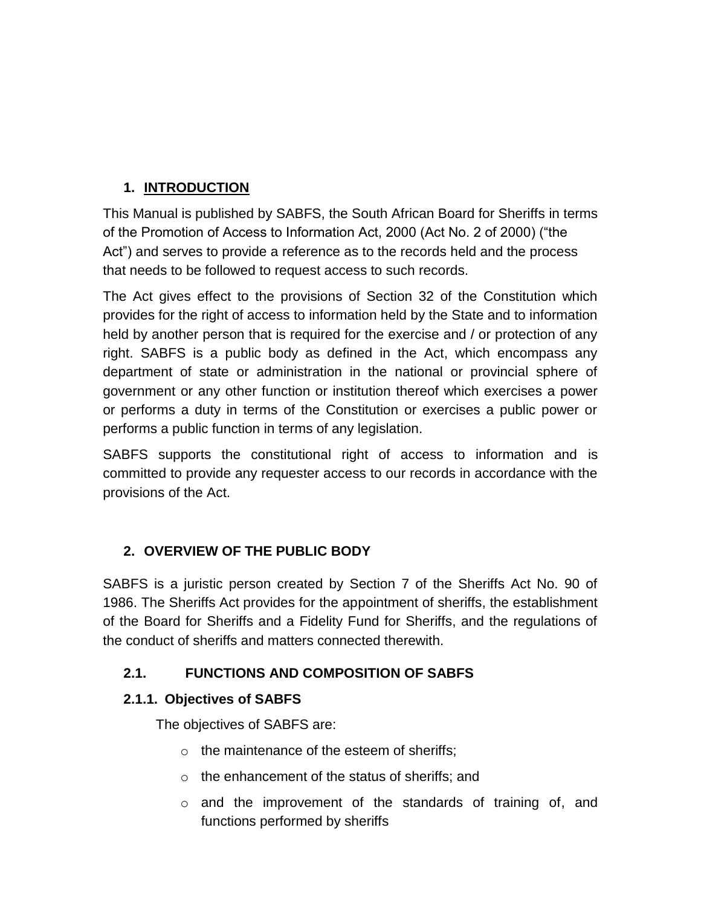## 1. INTRODUCTION

This Manual is published by SABFS, the South African Board for Sheriffs in terms of the Promotion of Access to Information Act, 2000 (Act No. 2 of 2000) ("the Act") and serves to provide a reference as to the records held and the process that needs to be followed to request access to such records.

The Act gives effect to the provisions of Section 32 of the Constitution which provides for the right of access to information held by the State and to information held by another person that is required for the exercise and / or protection of any right. SABFS is a public body as defined in the Act, which encompass any department of state or administration in the national or provincial sphere of government or any other function or institution thereof which exercises a power or performs a duty in terms of the Constitution or exercises a public power or performs a public function in terms of any legislation.

SABFS supports the constitutional right of access to information and is committed to provide any requester access to our records in accordance with the provisions of the Act.

## 2. OVERVIEW OF THE PUBLIC BODY

SABFS is a juristic person created by Section 7 of the Sheriffs Act No. 90 of 1986. The Sheriffs Act provides for the appointment of sheriffs, the establishment of the Board for Sheriffs and a Fidelity Fund for Sheriffs, and the regulations of the conduct of sheriffs and matters connected therewith.

### 2.1. FUNCTIONS AND COMPOSITION OF SABFS

#### 2.1.1. Objectives of SABFS

The objectives of SABFS are:

- the maintenance of the esteem of sheriffs;
- the enhancement of the status of sheriffs; and
- and the improvement of the standards of training of, and functions performed by sheriffs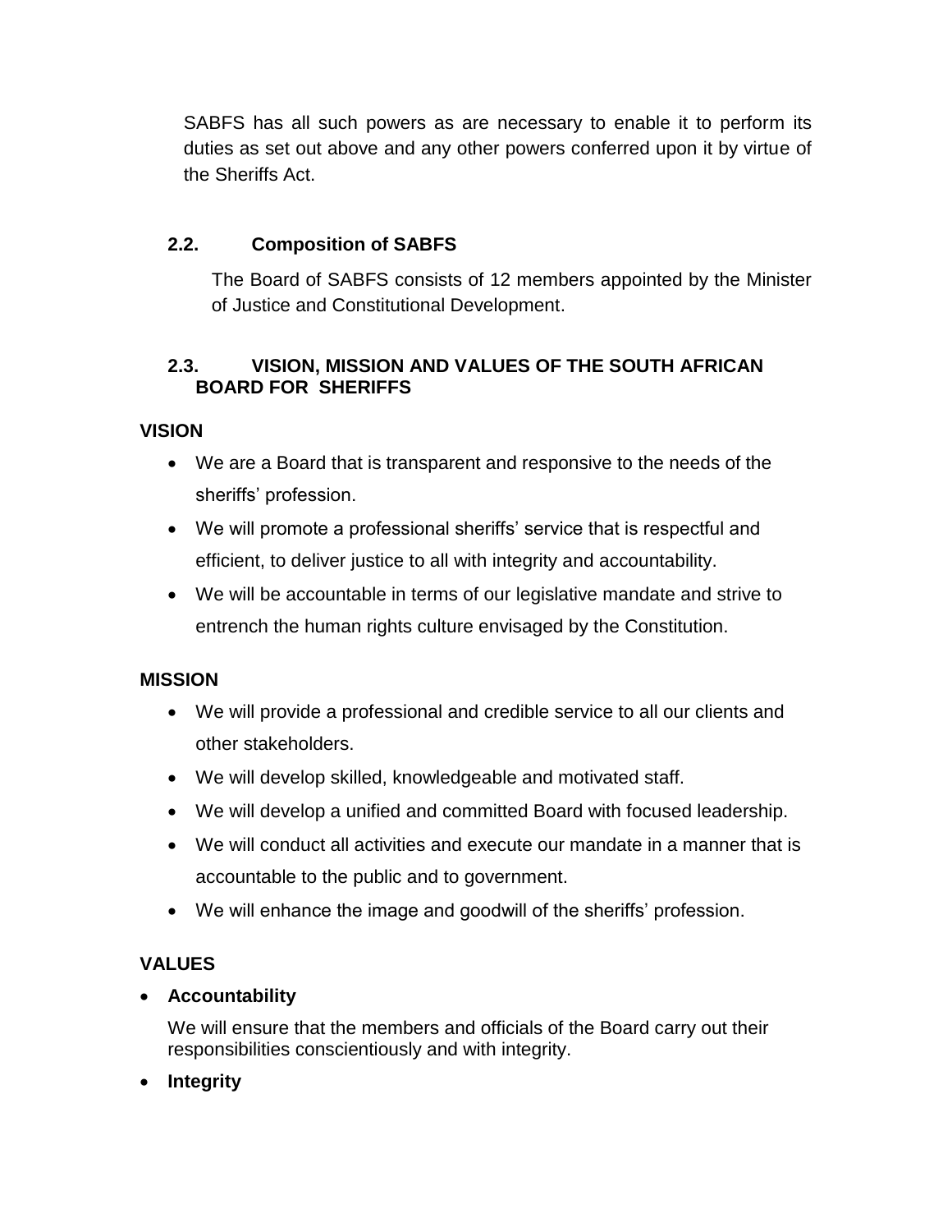SABFS has all such powers as are necessary to enable it to perform its duties as set out above and any other powers conferred upon it by virtue of the Sheriffs Act.

### 2.2. Composition of SABFS

The Board of SABFS consists of 12 members appointed by the Minister of Justice and Constitutional Development.

### 2.3. VISION, MISSION AND VALUES OF THE SOUTH AFRICAN BOARD FOR SHERIFFS

**VISION**

- We are a Board that is transparent and responsive to the needs of the sheriffs' profession.
- We will promote a professional sheriffs' service that is respectful and efficient, to deliver justice to all with integrity and accountability.
- We will be accountable in terms of our legislative mandate and strive to entrench the human rights culture envisaged by the Constitution.

**MISSION**

- We will provide a professional and credible service to all our clients and other stakeholders.
- We will develop skilled, knowledgeable and motivated staff.
- We will develop a unified and committed Board with focused leadership.
- We will conduct all activities and execute our mandate in a manner that is accountable to the public and to government.
- We will enhance the image and goodwill of the sheriffs' profession.

**VALUES**

- **Accountability**

  We will ensure that the members and officials of the Board carry out their responsibilities conscientiously and with integrity.

- **Integrity**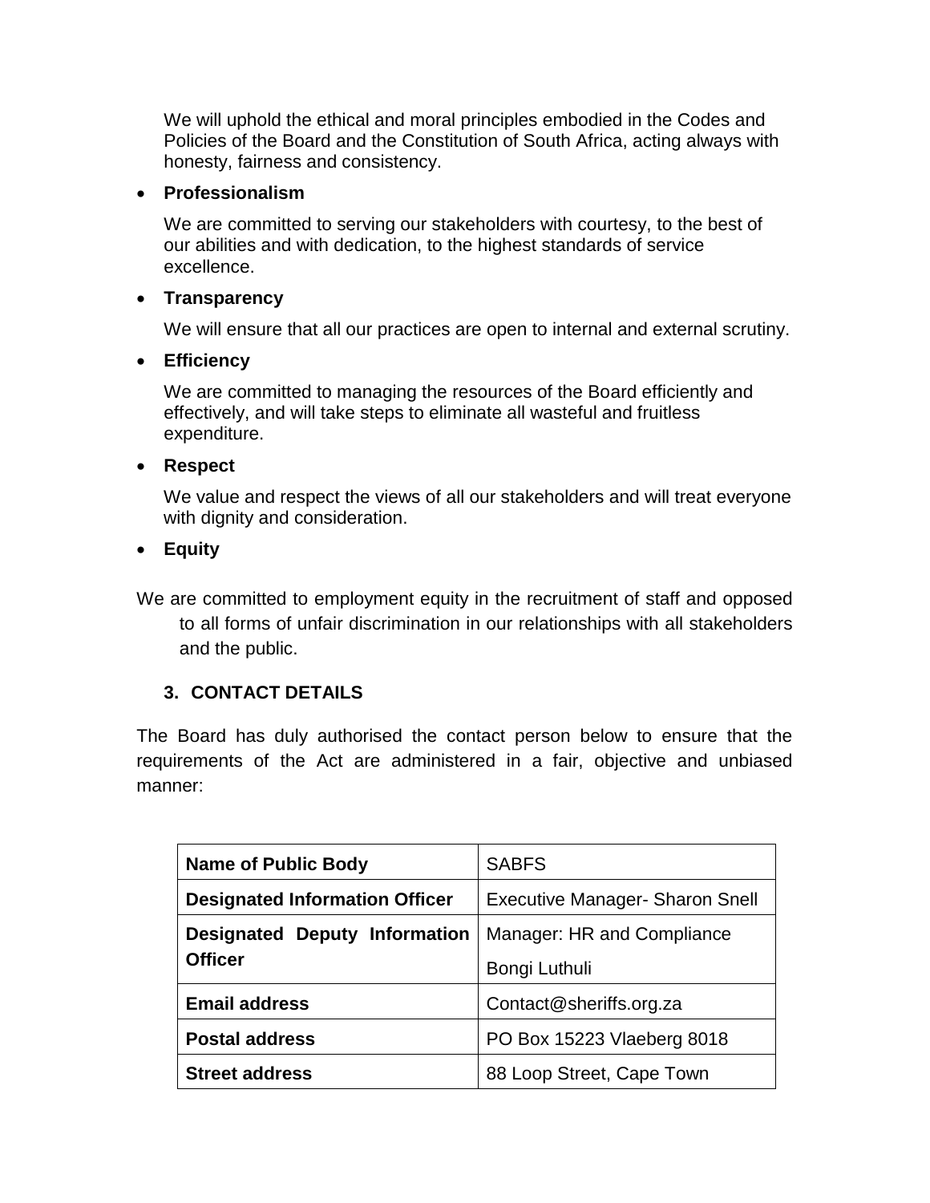We will uphold the ethical and moral principles embodied in the Codes and Policies of the Board and the Constitution of South Africa, acting always with honesty, fairness and consistency.

- **Professionalism**

  We are committed to serving our stakeholders with courtesy, to the best of our abilities and with dedication, to the highest standards of service excellence.

- **Transparency**

  We will ensure that all our practices are open to internal and external scrutiny.

- **Efficiency**

  We are committed to managing the resources of the Board efficiently and effectively, and will take steps to eliminate all wasteful and fruitless expenditure.

- **Respect**

  We value and respect the views of all our stakeholders and will treat everyone with dignity and consideration.

- **Equity**

We are committed to employment equity in the recruitment of staff and opposed to all forms of unfair discrimination in our relationships with all stakeholders and the public.

## 3. CONTACT DETAILS

The Board has duly authorised the contact person below to ensure that the requirements of the Act are administered in a fair, objective and unbiased manner:

| **Name of Public Body** | SABFS |
|---|---|
| **Designated Information Officer** | Executive Manager- Sharon Snell |
| **Designated Deputy Information Officer** | Manager: HR and Compliance<br>Bongi Luthuli |
| **Email address** | Contact@sheriffs.org.za |
| **Postal address** | PO Box 15223 Vlaeberg 8018 |
| **Street address** | 88 Loop Street, Cape Town |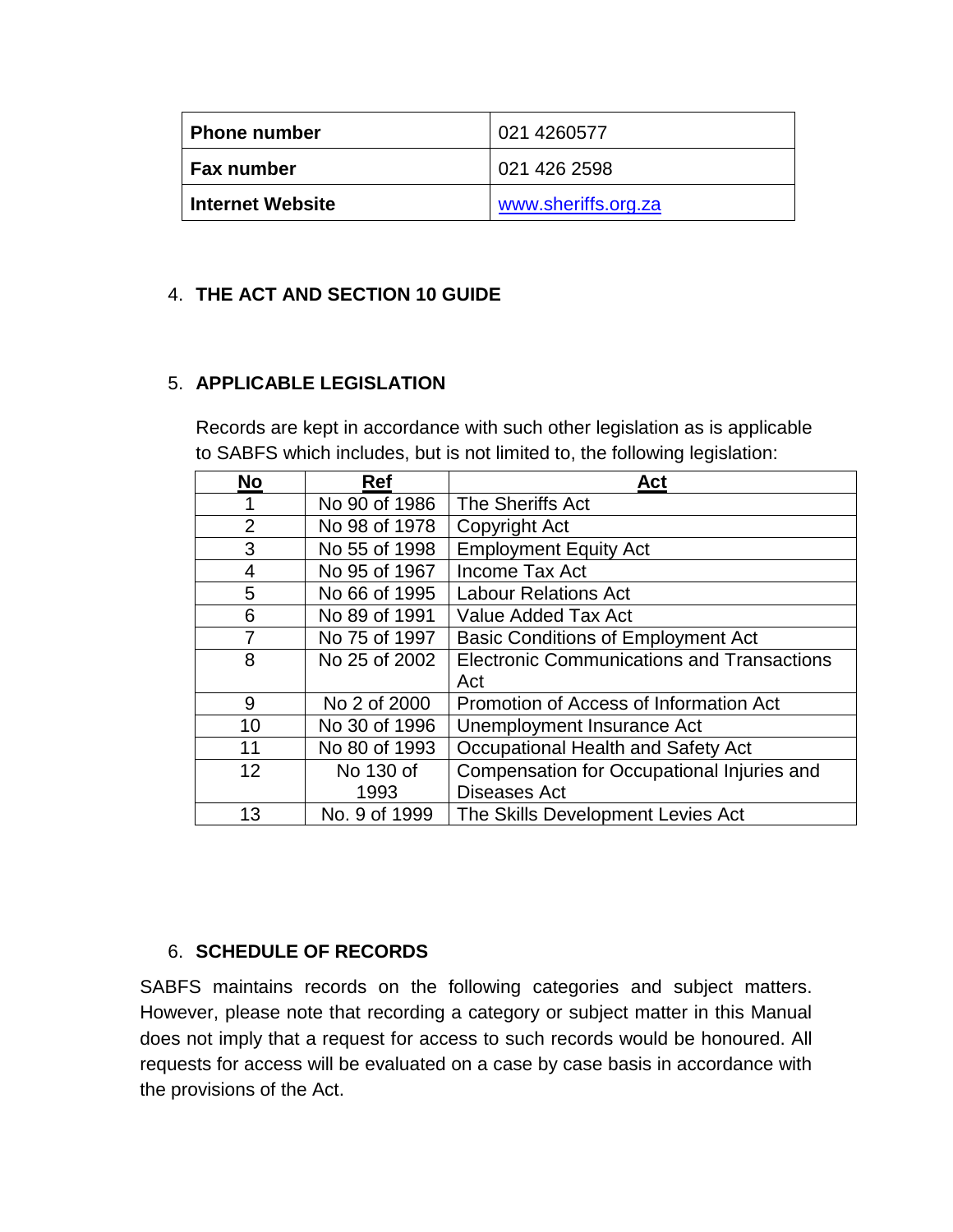| Phone number | 021 4260577 |
| --- | --- |
| Fax number | 021 426 2598 |
| Internet Website | www.sheriffs.org.za |

## 4. THE ACT AND SECTION 10 GUIDE

## 5. APPLICABLE LEGISLATION

Records are kept in accordance with such other legislation as is applicable to SABFS which includes, but is not limited to, the following legislation:

| No | Ref | Act |
| --- | --- | --- |
| 1 | No 90 of 1986 | The Sheriffs Act |
| 2 | No 98 of 1978 | Copyright Act |
| 3 | No 55 of 1998 | Employment Equity Act |
| 4 | No 95 of 1967 | Income Tax Act |
| 5 | No 66 of 1995 | Labour Relations Act |
| 6 | No 89 of 1991 | Value Added Tax Act |
| 7 | No 75 of 1997 | Basic Conditions of Employment Act |
| 8 | No 25 of 2002 | Electronic Communications and Transactions Act |
| 9 | No 2 of 2000 | Promotion of Access of Information Act |
| 10 | No 30 of 1996 | Unemployment Insurance Act |
| 11 | No 80 of 1993 | Occupational Health and Safety Act |
| 12 | No 130 of 1993 | Compensation for Occupational Injuries and Diseases Act |
| 13 | No. 9 of 1999 | The Skills Development Levies Act |

## 6. SCHEDULE OF RECORDS

SABFS maintains records on the following categories and subject matters. However, please note that recording a category or subject matter in this Manual does not imply that a request for access to such records would be honoured. All requests for access will be evaluated on a case by case basis in accordance with the provisions of the Act.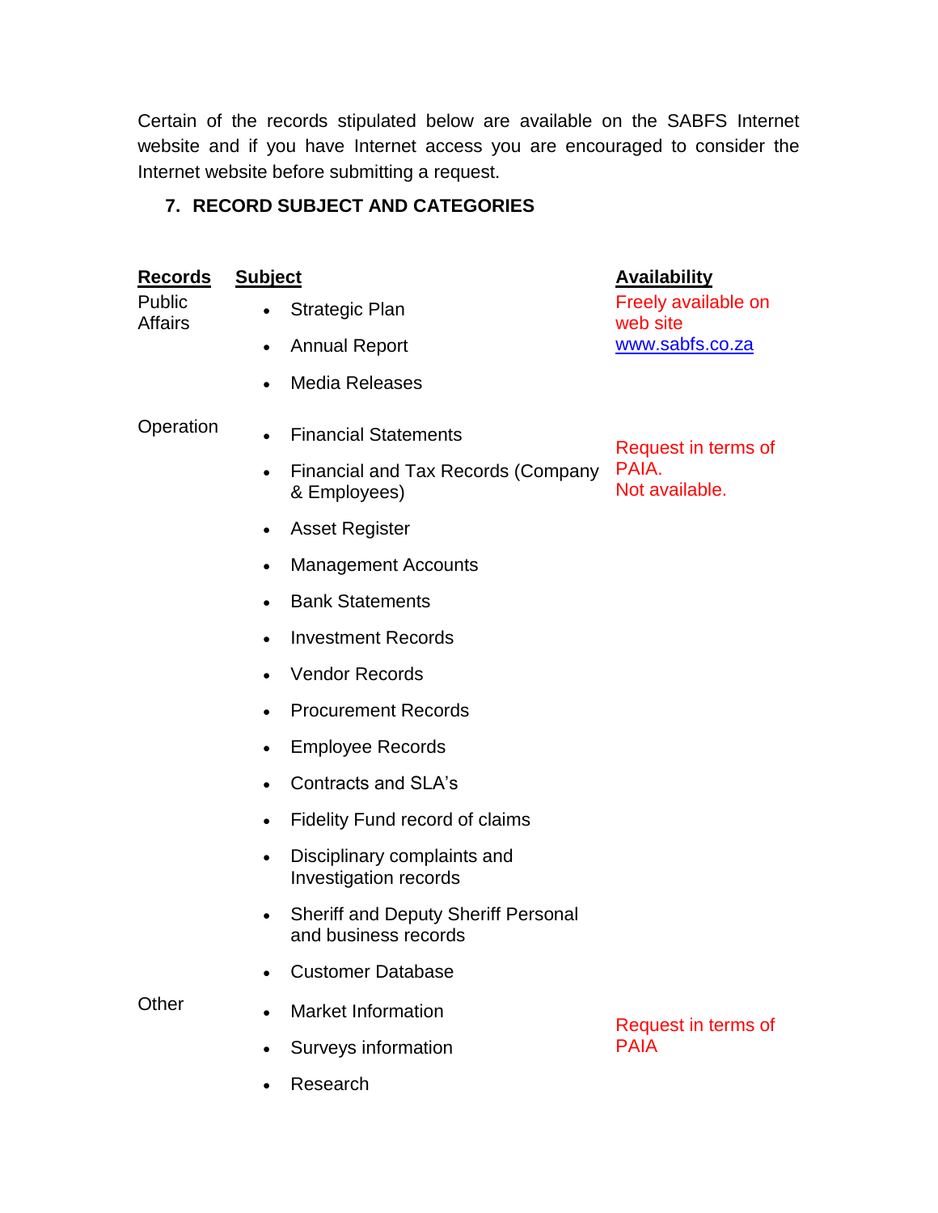Certain of the records stipulated below are available on the SABFS Internet website and if you have Internet access you are encouraged to consider the Internet website before submitting a request.

## 7. RECORD SUBJECT AND CATEGORIES

| Records | Subject | Availability |
|---|---|---|
| Public Affairs | • Strategic Plan<br>• Annual Report<br>• Media Releases | Freely available on web site www.sabfs.co.za |
| Operation | • Financial Statements<br>• Financial and Tax Records (Company & Employees)<br>• Asset Register<br>• Management Accounts<br>• Bank Statements<br>• Investment Records<br>• Vendor Records<br>• Procurement Records<br>• Employee Records<br>• Contracts and SLA's<br>• Fidelity Fund record of claims<br>• Disciplinary complaints and Investigation records<br>• Sheriff and Deputy Sheriff Personal and business records<br>• Customer Database | Request in terms of PAIA.<br>Not available. |
| Other | • Market Information<br>• Surveys information<br>• Research | Request in terms of PAIA |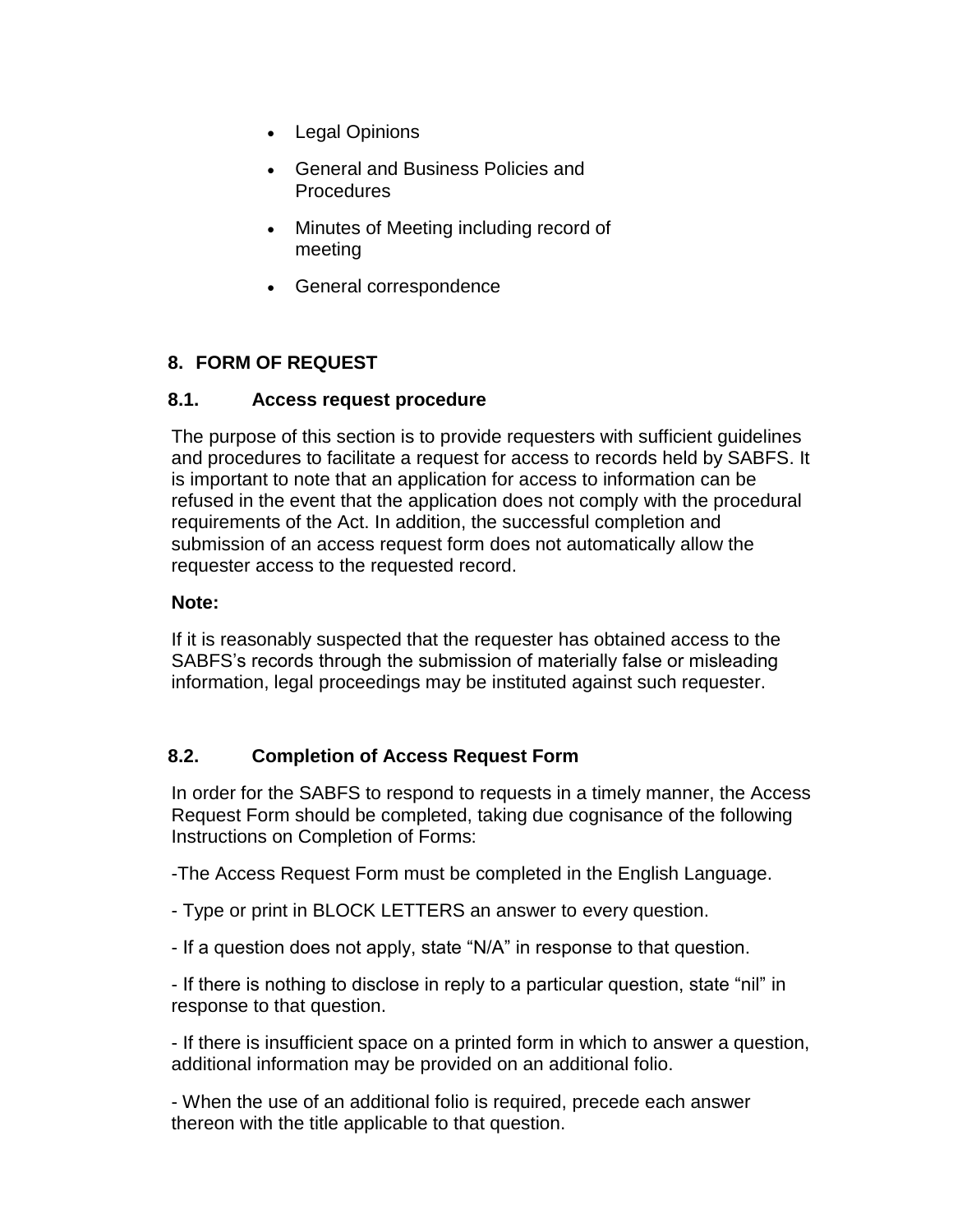- Legal Opinions
- General and Business Policies and Procedures
- Minutes of Meeting including record of meeting
- General correspondence

## 8. FORM OF REQUEST

### 8.1. Access request procedure

The purpose of this section is to provide requesters with sufficient guidelines and procedures to facilitate a request for access to records held by SABFS. It is important to note that an application for access to information can be refused in the event that the application does not comply with the procedural requirements of the Act. In addition, the successful completion and submission of an access request form does not automatically allow the requester access to the requested record.

**Note:**

If it is reasonably suspected that the requester has obtained access to the SABFS's records through the submission of materially false or misleading information, legal proceedings may be instituted against such requester.

### 8.2. Completion of Access Request Form

In order for the SABFS to respond to requests in a timely manner, the Access Request Form should be completed, taking due cognisance of the following Instructions on Completion of Forms:

-The Access Request Form must be completed in the English Language.

- Type or print in BLOCK LETTERS an answer to every question.

- If a question does not apply, state "N/A" in response to that question.

- If there is nothing to disclose in reply to a particular question, state "nil" in response to that question.

- If there is insufficient space on a printed form in which to answer a question, additional information may be provided on an additional folio.

- When the use of an additional folio is required, precede each answer thereon with the title applicable to that question.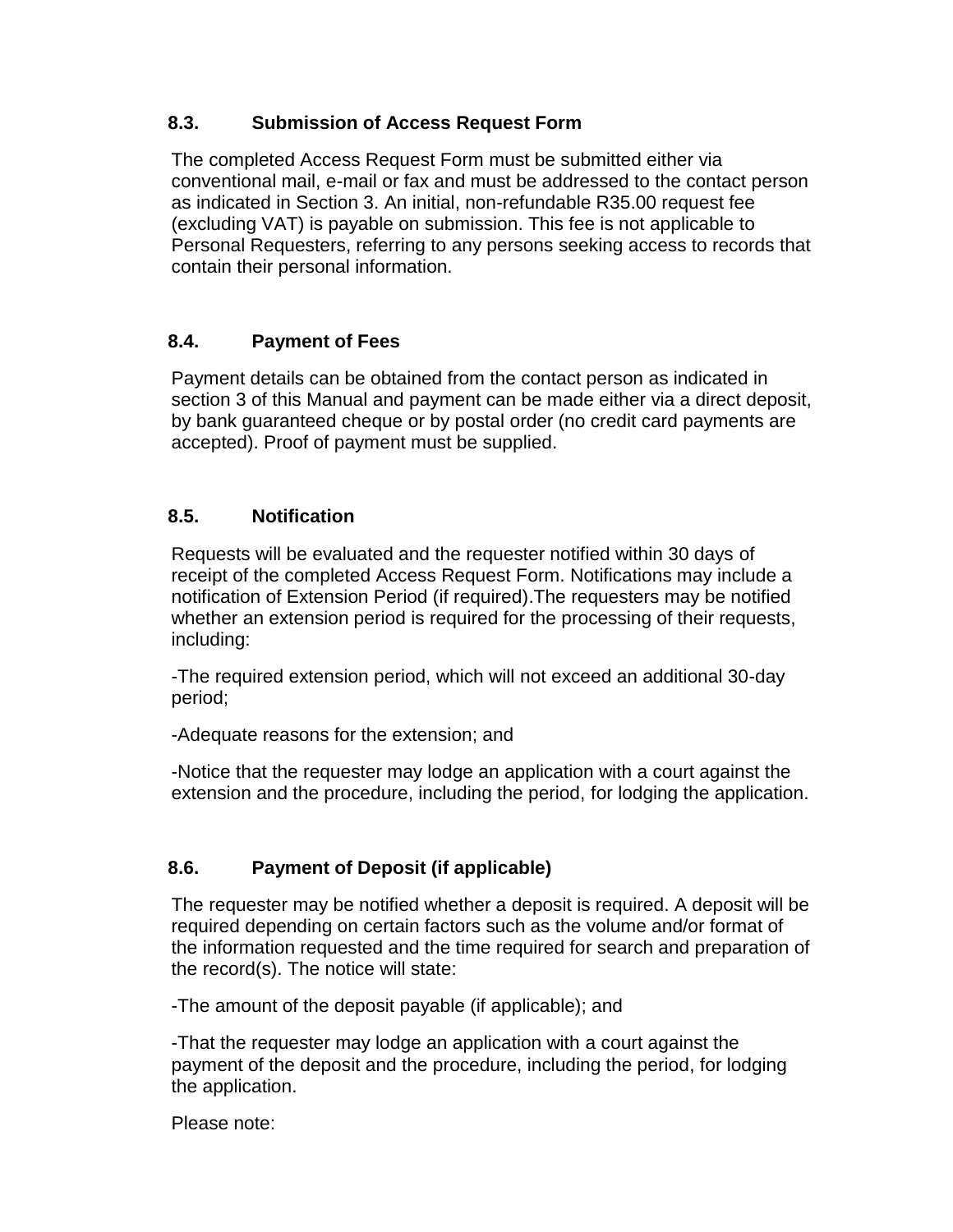### 8.3. Submission of Access Request Form

The completed Access Request Form must be submitted either via conventional mail, e-mail or fax and must be addressed to the contact person as indicated in Section 3. An initial, non-refundable R35.00 request fee (excluding VAT) is payable on submission. This fee is not applicable to Personal Requesters, referring to any persons seeking access to records that contain their personal information.

### 8.4. Payment of Fees

Payment details can be obtained from the contact person as indicated in section 3 of this Manual and payment can be made either via a direct deposit, by bank guaranteed cheque or by postal order (no credit card payments are accepted). Proof of payment must be supplied.

### 8.5. Notification

Requests will be evaluated and the requester notified within 30 days of receipt of the completed Access Request Form. Notifications may include a notification of Extension Period (if required).The requesters may be notified whether an extension period is required for the processing of their requests, including:

-The required extension period, which will not exceed an additional 30-day period;

-Adequate reasons for the extension; and

-Notice that the requester may lodge an application with a court against the extension and the procedure, including the period, for lodging the application.

### 8.6. Payment of Deposit (if applicable)

The requester may be notified whether a deposit is required. A deposit will be required depending on certain factors such as the volume and/or format of the information requested and the time required for search and preparation of the record(s). The notice will state:

-The amount of the deposit payable (if applicable); and

-That the requester may lodge an application with a court against the payment of the deposit and the procedure, including the period, for lodging the application.

Please note: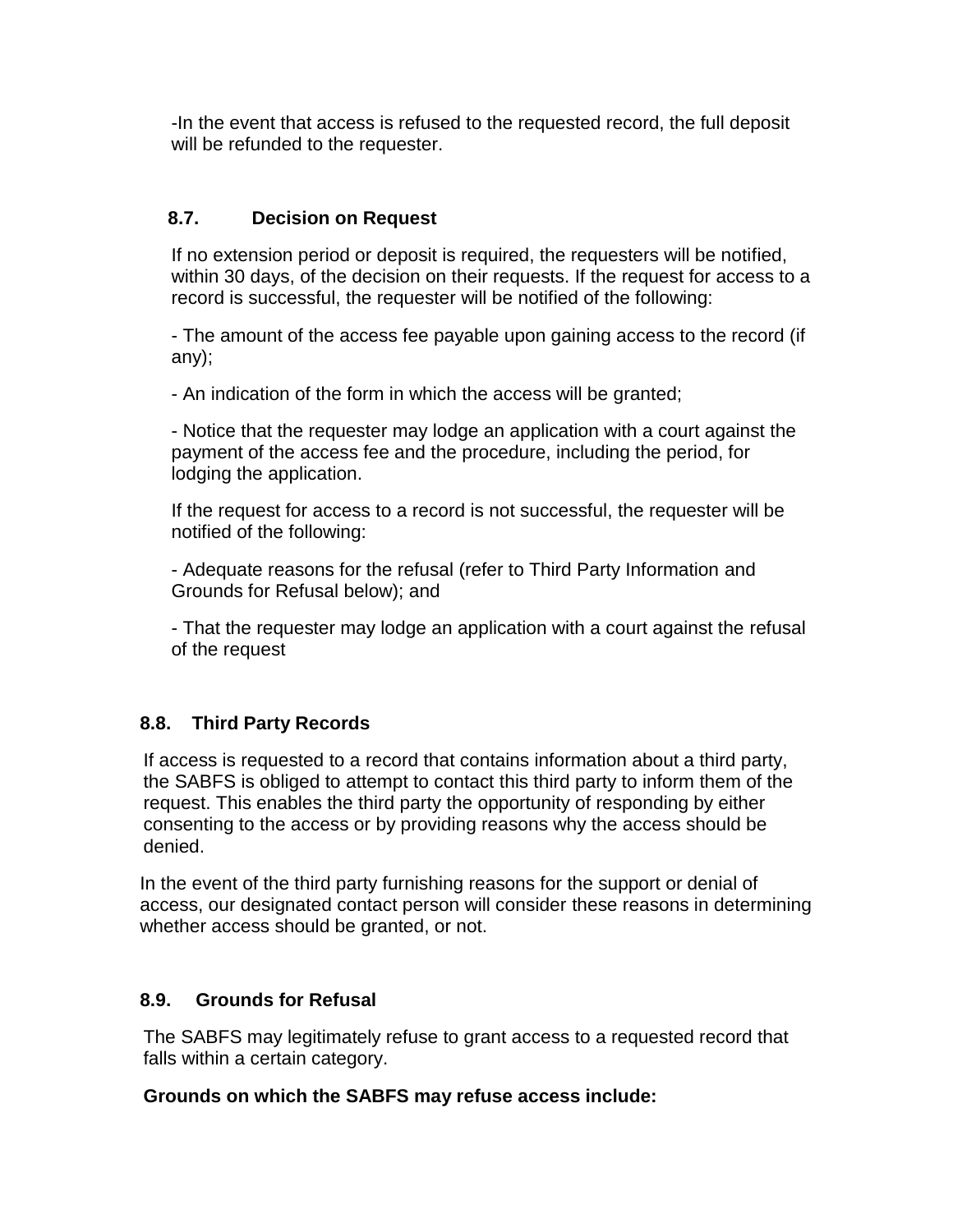-In the event that access is refused to the requested record, the full deposit will be refunded to the requester.

### 8.7. Decision on Request

If no extension period or deposit is required, the requesters will be notified, within 30 days, of the decision on their requests. If the request for access to a record is successful, the requester will be notified of the following:

- The amount of the access fee payable upon gaining access to the record (if any);
- An indication of the form in which the access will be granted;
- Notice that the requester may lodge an application with a court against the payment of the access fee and the procedure, including the period, for lodging the application.

If the request for access to a record is not successful, the requester will be notified of the following:

- Adequate reasons for the refusal (refer to Third Party Information and Grounds for Refusal below); and
- That the requester may lodge an application with a court against the refusal of the request

### 8.8. Third Party Records

If access is requested to a record that contains information about a third party, the SABFS is obliged to attempt to contact this third party to inform them of the request. This enables the third party the opportunity of responding by either consenting to the access or by providing reasons why the access should be denied.

In the event of the third party furnishing reasons for the support or denial of access, our designated contact person will consider these reasons in determining whether access should be granted, or not.

### 8.9. Grounds for Refusal

The SABFS may legitimately refuse to grant access to a requested record that falls within a certain category.

**Grounds on which the SABFS may refuse access include:**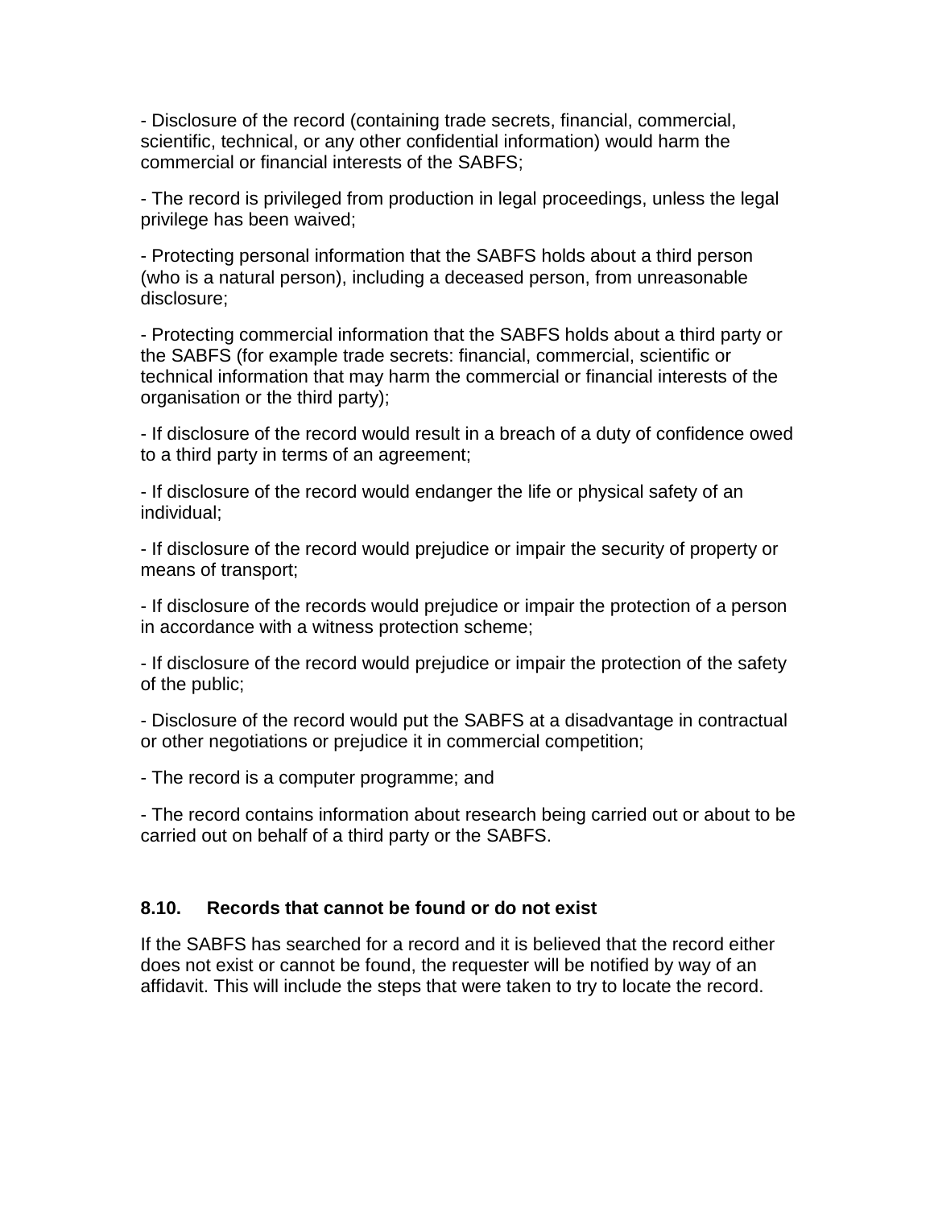- Disclosure of the record (containing trade secrets, financial, commercial, scientific, technical, or any other confidential information) would harm the commercial or financial interests of the SABFS;

- The record is privileged from production in legal proceedings, unless the legal privilege has been waived;

- Protecting personal information that the SABFS holds about a third person (who is a natural person), including a deceased person, from unreasonable disclosure;

- Protecting commercial information that the SABFS holds about a third party or the SABFS (for example trade secrets: financial, commercial, scientific or technical information that may harm the commercial or financial interests of the organisation or the third party);

- If disclosure of the record would result in a breach of a duty of confidence owed to a third party in terms of an agreement;

- If disclosure of the record would endanger the life or physical safety of an individual;

- If disclosure of the record would prejudice or impair the security of property or means of transport;

- If disclosure of the records would prejudice or impair the protection of a person in accordance with a witness protection scheme;

- If disclosure of the record would prejudice or impair the protection of the safety of the public;

- Disclosure of the record would put the SABFS at a disadvantage in contractual or other negotiations or prejudice it in commercial competition;

- The record is a computer programme; and

- The record contains information about research being carried out or about to be carried out on behalf of a third party or the SABFS.

### 8.10. Records that cannot be found or do not exist

If the SABFS has searched for a record and it is believed that the record either does not exist or cannot be found, the requester will be notified by way of an affidavit. This will include the steps that were taken to try to locate the record.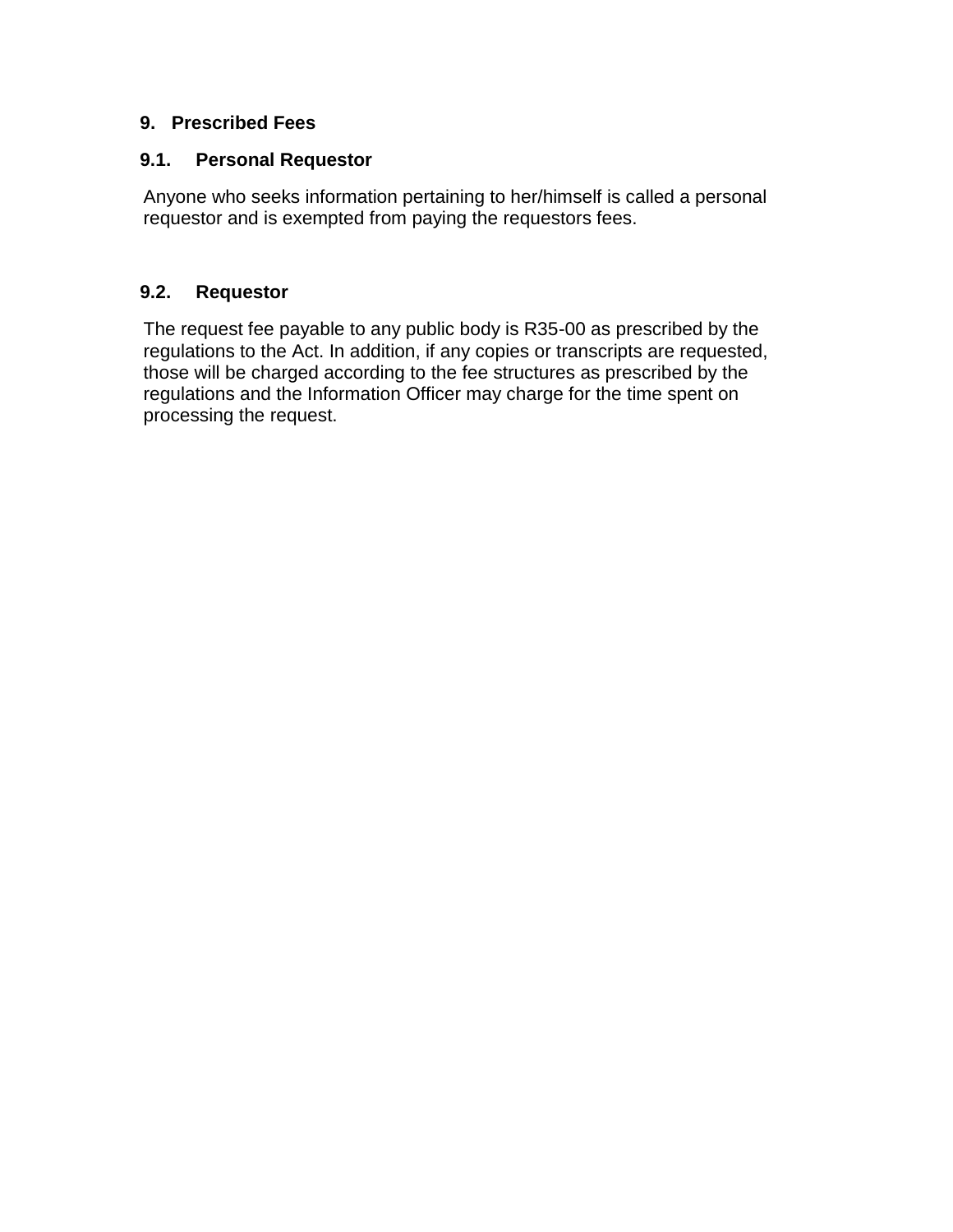## 9. Prescribed Fees

### 9.1. Personal Requestor

Anyone who seeks information pertaining to her/himself is called a personal requestor and is exempted from paying the requestors fees.

### 9.2. Requestor

The request fee payable to any public body is R35-00 as prescribed by the regulations to the Act. In addition, if any copies or transcripts are requested, those will be charged according to the fee structures as prescribed by the regulations and the Information Officer may charge for the time spent on processing the request.